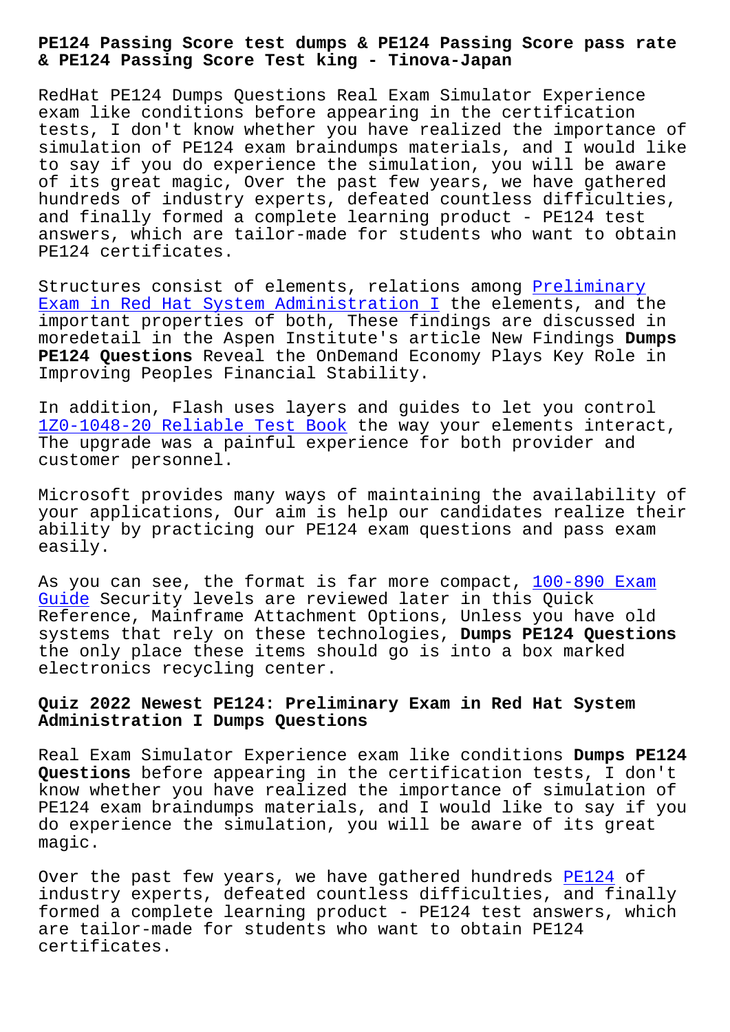# PE124 Passing Score test dumps & PE124 Passing Score pass rate & PE124 Passing Score Test king - Tinova-Japan

RedHat PE124 Dumps Questions Real Exam Simulator Experience exam like conditions before appearing in the certification tests, I don't know whether you have realized the importance of simulation of PE124 exam braindumps materials, and I would like to say if you do experience the simulation, you will be aware of its great magic, Over the past few years, we have gathered hundreds of industry experts, defeated countless difficulties, and finally formed a complete learning product - PE124 test answers, which are tailor-made for students who want to obtain PE124 certificates.

Structures consist of elements, relations among Preliminary Exam in Red Hat System Administration I the elements, and the important properties of both, These findings are discussed in moredetail in the Aspen Institute's article New Findings **Dumps PE124 Questions** Reveal the OnDemand Economy Plays Key Role in Improving Peoples Financial Stability.

In addition, Flash uses layers and guides to let you control 1Z0-1048-20 Reliable Test Book the way your elements interact, The upgrade was a painful experience for both provider and customer personnel.

Microsoft provides many ways of maintaining the availability of your applications, Our aim is help our candidates realize their ability by practicing our PE124 exam questions and pass exam easily.

As you can see, the format is far more compact, 100-890 Exam Guide Security levels are reviewed later in this Quick Reference, Mainframe Attachment Options, Unless you have old systems that rely on these technologies, **Dumps PE124 Questions** the only place these items should go is into a box marked electronics recycling center.

## Quiz 2022 Newest PE124: Preliminary Exam in Red Hat System Administration I Dumps Questions

Real Exam Simulator Experience exam like conditions **Dumps PE124 Questions** before appearing in the certification tests, I don't know whether you have realized the importance of simulation of PE124 exam braindumps materials, and I would like to say if you do experience the simulation, you will be aware of its great magic.

Over the past few years, we have gathered hundreds PE124 of industry experts, defeated countless difficulties, and finally formed a complete learning product - PE124 test answers, which are tailor-made for students who want to obtain PE124 certificates.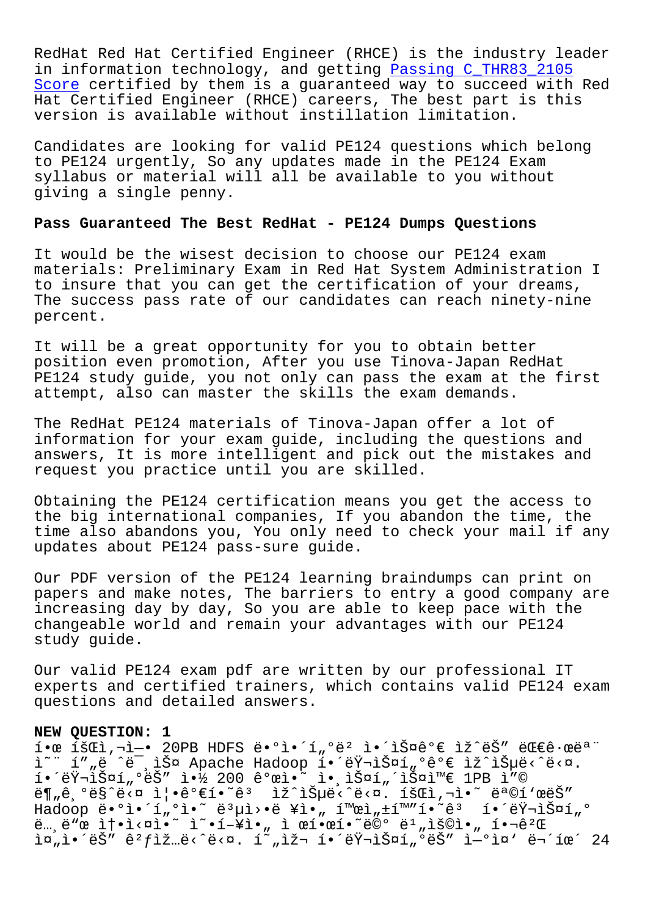RedHat Red Hat Certified Engineer (RHCE) is the industry leader in information technology, and getting Passing C_THR83_2105 Score certified by them is a guaranteed way to succeed with Red Hat Certified Engineer (RHCE) careers, The best part is this version is available without instillation limitation.

Candidates are looking for valid PE124 questions which belong to PE124 urgently, So any updates made in the PE124 Exam syllabus or material will all be available to you without giving a single penny.

**Pass Guaranteed The Best RedHat - PE124 Dumps Questions**

It would be the wisest decision to choose our PE124 exam materials: Preliminary Exam in Red Hat System Administration I to insure that you can get the certification of your dreams, The success pass rate of our candidates can reach ninety-nine percent.

It will be a great opportunity for you to obtain better position even promotion, After you use Tinova-Japan RedHat PE124 study guide, you not only can pass the exam at the first attempt, also can master the skills the exam demands.

The RedHat PE124 materials of Tinova-Japan offer a lot of information for your exam guide, including the questions and answers, It is more intelligent and pick out the mistakes and request you practice until you are skilled.

Obtaining the PE124 certification means you get the access to the big international companies, If you abandon the time, the time also abandons you, You only need to check your mail if any updates about PE124 pass-sure guide.

Our PDF version of the PE124 learning braindumps can print on papers and make notes, The barriers to entry a good company are increasing day by day, So you are able to keep pace with the changeable world and remain your advantages with our PE124 study guide.

Our valid PE124 exam pdf are written by our professional IT experts and certified trainers, which contains valid PE124 exam questions and detailed answers.

**NEW QUESTION: 1**

í•œ íšŒì‚¬ì—• 20PB HDFS ë•°ì•´í„°ë² ì•´ìŠ¤ê°€ ìž ˆëŠ" ëŒ€ê·œëª¨ ì˜¨ í"„ë ˆë¯¸ìŠ¤ Apache Hadoop í•´ëŸ¬ìŠ¤í„°ê°€ ìž ˆìŠµë‹ˆë‹¤. í•´ëŸ¬ìŠ¤í„°ëŠ" ì•½ 200 ê°œì•˜ ì•¸ìŠ¤í„´ìŠ¤ì™€ 1PB ì"© ë¶„ê¸°ë§ˆë‹¤ ì¦•ê°€í•˜ê³  ìž ˆìŠµë‹ˆë‹¤. íšŒì‚¬ì•˜ ëª©í'œëŠ" Hadoop ë•°ì•´í„°ì•˜ ë³µì›•ë ¥ì•„ í™œì„±í™"í•˜ê³  í•´ëŸ¬ìŠ¤í„° ë…¸ë"œ ì†•ì‹¤ì•˜ ì˜•í–¥ì•„ ì œí•œí•˜ë©° ë¹„ìš©ì•„ í•¬ê²Œ ì¤„ì•´ëŠ" ê²ƒìž…ë‹ˆë‹¤. í˜„ìž¬ í•´ëŸ¬ìŠ¤í„°ëŠ" ì—°ì¤' ë¬´íœ´ 24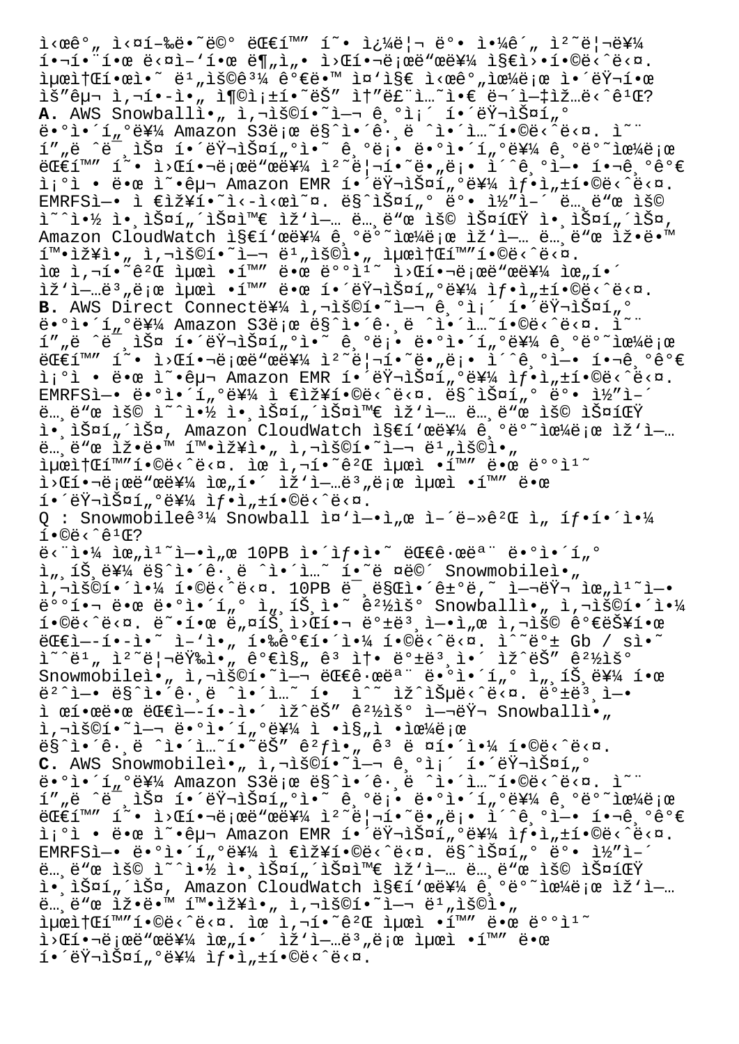ì‹œê°„ ì‹¤í–‰ë˜ë©° ëŒ€í™" í˜• ì¿¼ë¦¬ ë°• ì•¼ê´„ ì²˜ë¦¬ë¥¼ í•¬í•¨í•œ ë‹¤ì–'í•œ ë¶„ì„• ì›Œí•¬ë¡œë"œë¥¼ ì§€ì›•í•©ë‹ˆë‹¤. ìµœì†Œí•œì˜ ë¹„ìš©ê³¼ ê°€ë•™ ì¤'ì§€ ì‹œê°„ìœ¼ë¡œ ì´ëŸ¬í•œ ìš"êµ¬ ì‚¬í•­ì„ ì¶©ì¡±ì‹œí‚¤ëŠ" ì†"ë£¨ì…˜ì€ ë¬´ì—‡ìž…ë‹ˆê¹Œ?
**A.** AWS Snowballì•„ ì‚¬ìš©í•˜ì—¬ ê¸°ì¡´ í•´ëŸ¬ìŠ¤í„° ë•°ì•´í"°ë¥¼ Amazon S3ë¡œ ë§ˆì•´ê·¸ë ˆì•´ì…˜í•©ë‹ˆë‹¤. ì˜¨í"„ë ˆë¯¸ìŠ¤ í•´ëŸ¬ìŠ¤í"°ì•˜ ê¸°ë¡• ë•°ì•´í"°ë¥¼ ê¸°ë°˜ìœ¼ë¡œ ëŒ€í™" í˜• ì›Œí•¬ë¡œë"œë¥¼ ì²˜ë¦¬í•˜ë„ë¡• ì´ˆê¸°ì—• í•¬ê¸°ê°€ ì¡°ì • ë•œ ì˜•êµ¬ Amazon EMR í•´ëŸ¬ìŠ¤í"°ë¥¼ ìƒ•ì„±í•©ë‹ˆë‹¤. EMRFSì—• ì €ìž¥í•˜ì‹­ì‹œì˜¤. ë§ˆìŠ¤í"° ë°• ì½"ì–´ ë…¸ë"œ ìš© ì˜ˆì•½ ì•¸ìŠ¤í„´ìŠ¤ì™€ ìž'ì—… ë…¸ë"œ ìš© ìŠ¤íŒŸ ì•¸ìŠ¤í„´ìŠ¤, Amazon CloudWatch ì§€í'œë¥¼ ê¸°ë°˜ìœ¼ë¡œ ìž'ì—… ë…¸ë"œ ìž•ë•™ í™•ìž¥ì•„ ì‚¬ìš©í•˜ì—¬ ë¹„ìš©ì•„ ìµœì†Œí™"í•©ë‹ˆë‹¤. ìœ ì‚¬í•˜ê²Œ ìµœì • •í™" ë•œ ë°°ì¹˜ ì›Œí•¬ë¡œë"œë¥¼ ìœ„í•´ ìž'ì—…ë³„ë¡œ ìµœì • •í™" ë•œ í•´ëŸ¬ìŠ¤í"°ë¥¼ ìƒ•ì„±í•©ë‹ˆë‹¤.
**B.** AWS Direct Connectë¥¼ ì‚¬ìš©í•˜ì—¬ ê¸°ì¡´ í•´ëŸ¬ìŠ¤í"° ë•°ì•´í"°ë¥¼ Amazon S3ë¡œ ë§ˆì•´ê·¸ë ˆì•´ì…˜í•©ë‹ˆë‹¤. ì˜¨í"„ë ˆë¯¸ìŠ¤ í•´ëŸ¬ìŠ¤í"°ì•˜ ê¸°ë¡• ë•°ì•´í"°ë¥¼ ê¸°ë°˜ìœ¼ë¡œ ëŒ€í™" í˜• ì›Œí•¬ë¡œë"œë¥¼ ì²˜ë¦¬í•˜ë„ë¡• ì´ˆê¸°ì—• í•¬ê¸°ê°€ ì¡°ì • ë•œ ì˜•êµ¬ Amazon EMR í•´ëŸ¬ìŠ¤í"°ë¥¼ ìƒ•ì„±í•©ë‹ˆë‹¤. EMRFSì—• ë•°ì•´í"°ë¥¼ ì €ìž¥í•©ë‹ˆë‹¤. ë§ˆìŠ¤í"° ë°• ì½"ì–´ ë…¸ë"œ ìš© ì˜ˆì•½ ì•¸ìŠ¤í„´ìŠ¤ì™€ ìž'ì—… ë…¸ë"œ ìš© ìŠ¤íŒŸ ì•¸ìŠ¤í„´ìŠ¤, Amazon CloudWatch ì§€í'œë¥¼ ê¸°ë°˜ìœ¼ë¡œ ìž'ì—… ë…¸ë"œ ìž•ë•™ í™•ìž¥ì•„ ì‚¬ìš©í•˜ì—¬ ë¹„ìš©ì•„ ìµœì†Œí™"í•©ë‹ˆë‹¤. ìœ ì‚¬í•˜ê²Œ ìµœì • •í™" ë•œ ë°°ì¹˜ ì›Œí•¬ë¡œë"œë¥¼ ìœ„í•´ ìž'ì—…ë³„ë¡œ ìµœì • •í™" ë•œ í•´ëŸ¬ìŠ¤í"°ë¥¼ ìƒ•ì„±í•©ë‹ˆë‹¤.
Q : Snowmobileê³¼ Snowball ì¤'ì—•ì„œ ì–´ë–»ê²Œ ì„ íƒ•í•´ì•¼ í•©ë‹ˆê¹Œ?
ë‹¨ì•¼ ìœ„ì¹˜ì—•ì„œ 10PB ì•´ìƒ•ì•˜ ëŒ€ê·œëª¨ ë•°ì•´í"° ì„¸íŠ¸ë¥¼ ë§ˆì•´ê·¸ë ˆì•´ì…˜í•˜ë ¤ë©´ Snowmobileì•„ ì‚¬ìš©í•´ì•¼ í•©ë‹ˆë‹¤. 10PB ë¯¸ë§Œì•´ê±°ë‚˜ ì—¬ëŸ¬ ìœ„ì¹˜ì—• ë°°í•¬ ë•œ ë•°ì•´í"° ì„¸íŠ¸ì•˜ ê²½ìš° Snowballì•„ ì‚¬ìš©í•´ì•¼ í•©ë‹ˆë‹¤. ë"•í•œ ë„¤íŠ¸ì›Œí•¬ ë°±ë³¸ì—•ì„œ ì‚¬ìš© ê°€ëŠ¥í•œ ëŒ€ì—­í••ì•˜ ì–'ì•„ í•‰ê°€í•´ì•¼ í•©ë‹ˆë‹¤. ìˆ˜ë°± Gb / sì•˜ ì˜ˆë¹„ ì²˜ë¦¬ëŸ‰ì•„ ê°€ì§€ê³  ìž^ëŠ" ê²½ìš° Snowmobileì•„ ì‚¬ìš©í•˜ì—¬ ëŒ€ê·œëª¨ ë•°ì•´í"° ì„¸íŠ¸ë¥¼ í•œ ë²ˆì—• ë§ˆì•´ê·¸ë ˆì•´ì…˜ í•  ìˆ˜ ìž^ìŠµë‹ˆë‹¤. ë°±ë³¸ì—• ì œí•œë•œ ëŒ€ì—­í••ì•´ ìž^ëŠ" ê²½ìš° ì—¬ëŸ¬ Snowballì•„ ì‚¬ìš©í•˜ì—¬ ë•°ì•´í"°ë¥¼ ì •ì§„ì •ìœ¼ë¡œ ë§ˆì•´ê·¸ë ˆì•´ì…˜í•˜ëŠ" ê²ƒì•„ ê³ ë ¤í•´ì•¼ í•©ë‹ˆë‹¤.
**C.** AWS Snowmobileì•„ ì‚¬ìš©í•˜ì—¬ ê¸°ì¡´ í•´ëŸ¬ìŠ¤í"° ë•°ì•´í"°ë¥¼ Amazon S3ë¡œ ë§ˆì•´ê·¸ë ˆì•´ì…˜í•©ë‹ˆë‹¤. ì˜¨í"„ë ˆë¯¸ìŠ¤ í•´ëŸ¬ìŠ¤í"°ì•˜ ê¸°ë¡• ë•°ì•´í"°ë¥¼ ê¸°ë°˜ìœ¼ë¡œ ëŒ€í™" í˜• ì›Œí•¬ë¡œë"œë¥¼ ì²˜ë¦¬í•˜ë„ë¡• ì´ˆê¸°ì—• í•¬ê¸°ê°€ ì¡°ì • ë•œ ì˜•êµ¬ Amazon EMR í•´ëŸ¬ìŠ¤í"°ë¥¼ ìƒ•ì„±í•©ë‹ˆë‹¤. EMRFSì—• ë•°ì•´í"°ë¥¼ ì €ìž¥í•©ë‹ˆë‹¤. ë§ˆìŠ¤í"° ë°• ì½"ì–´ ë…¸ë"œ ìš© ì˜ˆì•½ ì•¸ìŠ¤í„´ìŠ¤ì™€ ìž'ì—… ë…¸ë"œ ìš© ìŠ¤íŒŸ ì•¸ìŠ¤í„´ìŠ¤, Amazon CloudWatch ì§€í'œë¥¼ ê¸°ë°˜ìœ¼ë¡œ ìž'ì—… ë…¸ë"œ ìž•ë•™ í™•ìž¥ì•„ ì‚¬ìš©í•˜ì—¬ ë¹„ìš©ì•„ ìµœì†Œí™"í•©ë‹ˆë‹¤. ìœ ì‚¬í•˜ê²Œ ìµœì • •í™" ë•œ ë°°ì¹˜ ì›Œí•¬ë¡œë"œë¥¼ ìœ„í•´ ìž'ì—…ë³„ë¡œ ìµœì • •í™" ë•œ í•´ëŸ¬ìŠ¤í"°ë¥¼ ìƒ•ì„±í•©ë‹ˆë‹¤.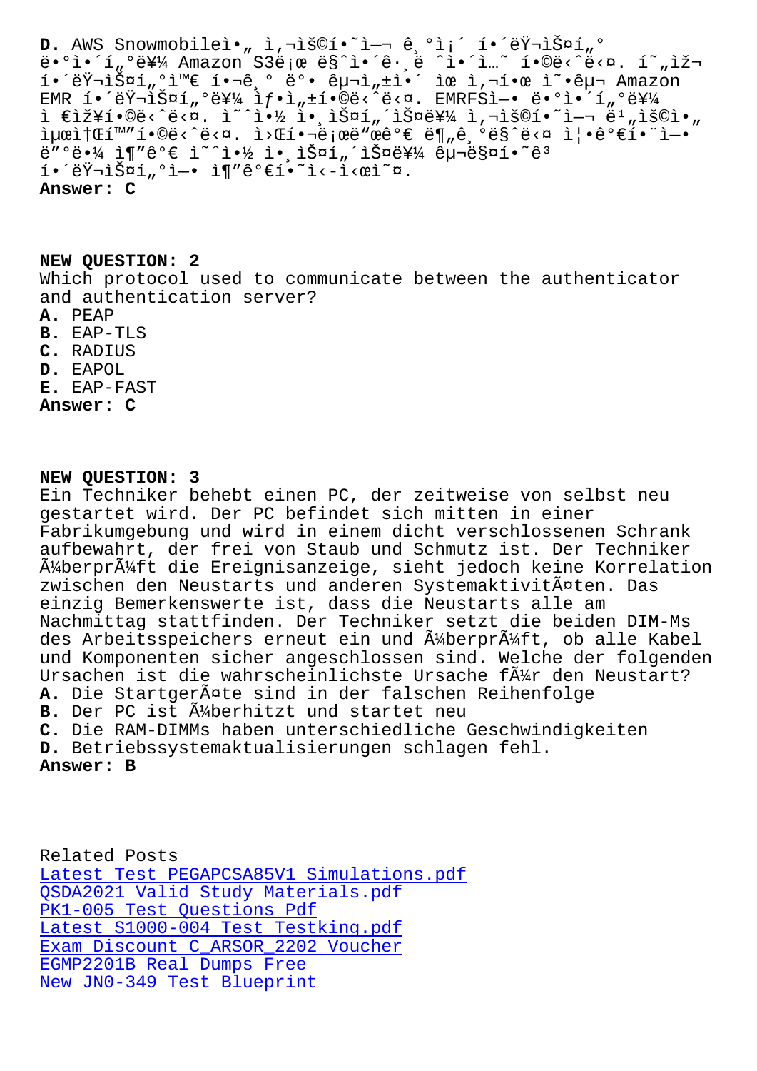**D.** AWS Snowmobileì•„ ì‚¬ìš©í•˜ì—¬ ê¸°ì¡´ í•´ëŸ¬ìŠ¤í„°
ë•°ì•´í„°ë¥¼ Amazon S3ë¡œ ë§ˆì•´ê·¸ë ˆì•´ì…˜ í•©ë‹ˆë‹¤. í˜„ìž¬
í•´ëŸ¬ìŠ¤í„°ì™€ í•¬ê¸° ë°• êµ¬ì„±ì•´ ìœ ì‚¬í•œ ì˜ˆêµ¬ Amazon
EMR í•´ëŸ¬ìŠ¤í„°ë¥¼ ìƒ•ì„±í•©ë‹ˆë‹¤. EMRFSì—• ë•°ì•´í„°ë¥¼
ì €ìž¥í•©ë‹ˆë‹¤. ì˜ˆì•½ ì¸ìŠ¤í„´ìŠ¤ë¥¼ ì‚¬ìš©í•˜ì—¬ ë¹„ìš©ì•„
ìµœì†Œí™”í•©ë‹ˆë‹¤. ì›Œí•¬ë¡œë“œê°€ ë¶„ê¸°ë§ˆë‹¤ ì¦•ê°€í•¨ì—•
ë”°ë•¼ ì¶”ê°€ ì˜ˆì•½ ì•¸ìŠ¤í„´ìŠ¤ë¥¼ êµ¬ë§¤í•˜ê³
í•´ëŸ¬ìŠ¤í„°ì—• ì¶”ê°€í•˜ì‹ ì‹œì˜¤.
**Answer: C**

**NEW QUESTION: 2**
Which protocol used to communicate between the authenticator and authentication server?
**A.** PEAP
**B.** EAP-TLS
**C.** RADIUS
**D.** EAPOL
**E.** EAP-FAST
**Answer: C**

**NEW QUESTION: 3**
Ein Techniker behebt einen PC, der zeitweise von selbst neu gestartet wird. Der PC befindet sich mitten in einer Fabrikumgebung und wird in einem dicht verschlossenen Schrank aufbewahrt, der frei von Staub und Schmutz ist. Der Techniker Ã¼berprÃ¼ft die Ereignisanzeige, sieht jedoch keine Korrelation zwischen den Neustarts und anderen SystemaktivitÃ¤ten. Das einzig Bemerkenswerte ist, dass die Neustarts alle am Nachmittag stattfinden. Der Techniker setzt die beiden DIM-Ms des Arbeitsspeichers erneut ein und Ã¼berprÃ¼ft, ob alle Kabel und Komponenten sicher angeschlossen sind. Welche der folgenden Ursachen ist die wahrscheinlichste Ursache fÃ¼r den Neustart?
**A.** Die StartgerÃ¤te sind in der falschen Reihenfolge
**B.** Der PC ist Ã¼berhitzt und startet neu
**C.** Die RAM-DIMMs haben unterschiedliche Geschwindigkeiten
**D.** Betriebssystemaktualisierungen schlagen fehl.
**Answer: B**

Related Posts
Latest Test PEGAPCSA85V1 Simulations.pdf
QSDA2021 Valid Study Materials.pdf
PK1-005 Test Questions Pdf
Latest S1000-004 Test Testking.pdf
Exam Discount C_ARSOR_2202 Voucher
EGMP2201B Real Dumps Free
New JN0-349 Test Blueprint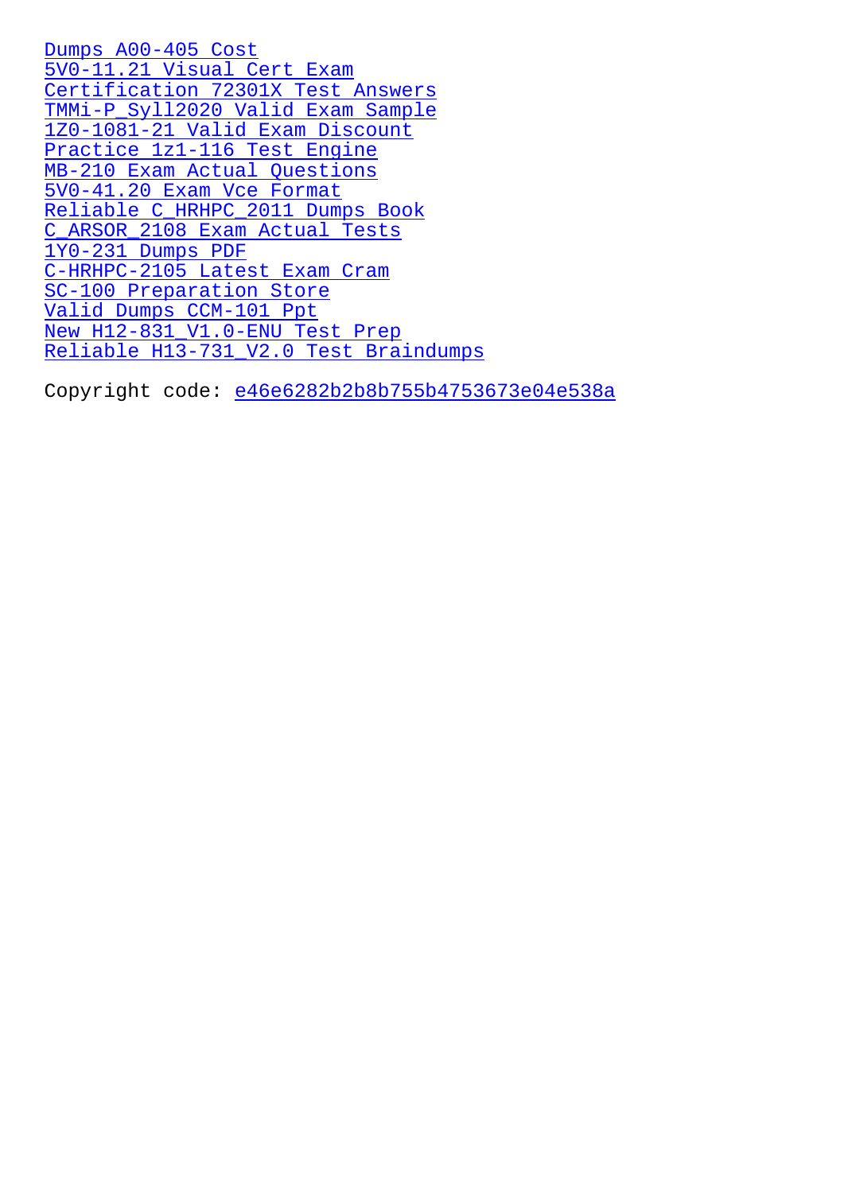Dumps A00-405 Cost
5V0-11.21 Visual Cert Exam
Certification 72301X Test Answers
TMMi-P_Syll2020 Valid Exam Sample
1Z0-1081-21 Valid Exam Discount
Practice 1z1-116 Test Engine
MB-210 Exam Actual Questions
5V0-41.20 Exam Vce Format
Reliable C_HRHPC_2011 Dumps Book
C_ARSOR_2108 Exam Actual Tests
1Y0-231 Dumps PDF
C-HRHPC-2105 Latest Exam Cram
SC-100 Preparation Store
Valid Dumps CCM-101 Ppt
New H12-831_V1.0-ENU Test Prep
Reliable H13-731_V2.0 Test Braindumps

Copyright code: e46e6282b2b8b755b4753673e04e538a